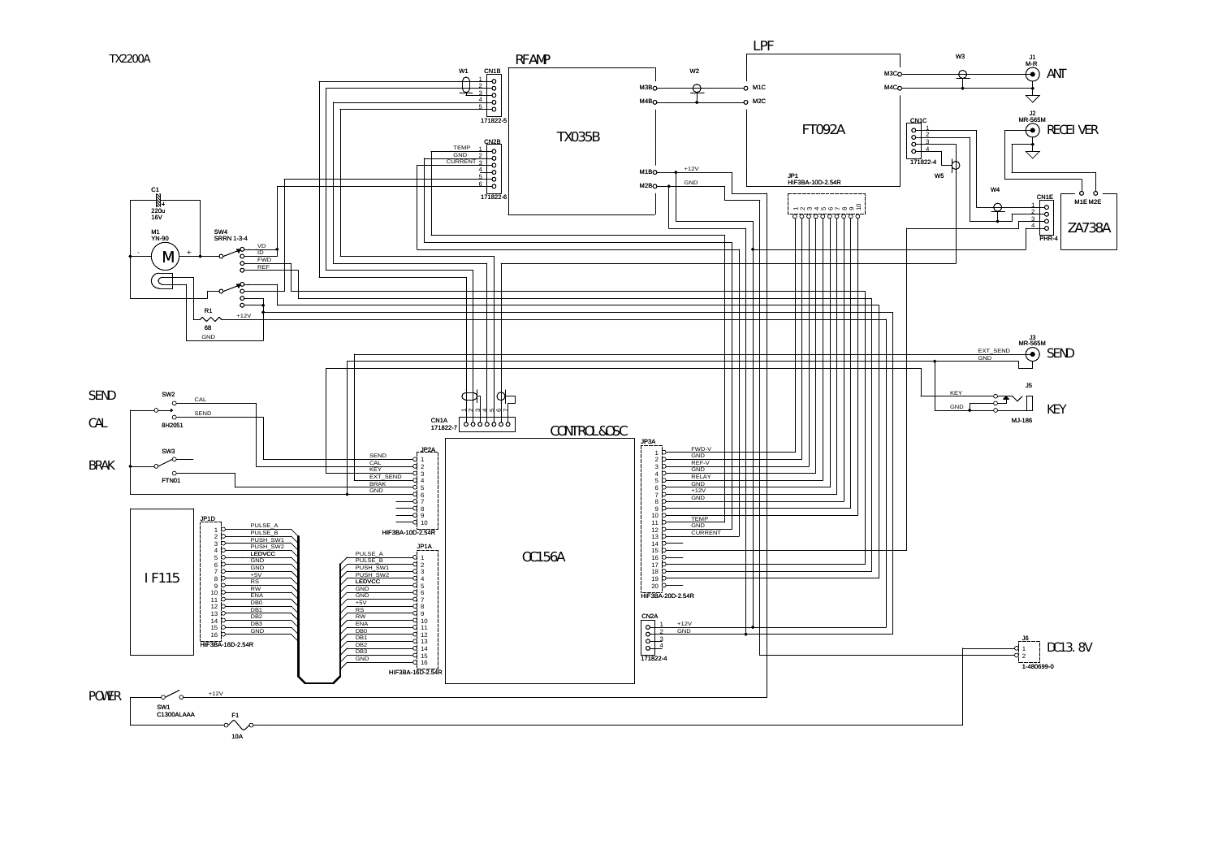TX2200A

RFAMP

TX035B

LPF

FT092A

W1

CN1B

171822-5

CN2B

TEMP 1
GND 2
CURRENT 3

171822-6

W2

M3B
M4B
M1B
M2B

+12V
GND

M1C
M2C

M3C
M4C

W3

J1
M-R

ANT

J2
MR-565M

RECEIVER

CN1C

171822-4

W5

JP1
HIF3BA-10D-2.54R

W4

CN1E

PHR-4

M1E M2E

ZA738A

C1
220u
16V

M1
YN-90

SW4
SRRN 1-3-4

VD
ID
FWD
REF

R1
68
+12V
GND

J3
MR-565M

EXT_SEND
GND

SEND

J5

KEY
GND

KEY

MJ-186

SEND

SW2

CAL

SEND

CAL

8H2051

BRAK

SW3

FTN01

CN1A
171822-7

CONTROL&OSC

OC156A

JP2A

SEND
CAL
KEY
EXT_SEND
BRAK
GND

HIF3BA-10D-2.54R

JP3A

FWD-V
GND
REF-V
GND
RELAY
GND
+12V
GND

TEMP
GND
CURRENT

HIF3BA-20D-2.54R

CN2A

+12V
GND

171822-4

J6

DC13.8V

1-480699-0

IF115

JP1D

PULSE_A
PULSE_B
PUSH_SW1
PUSH_SW2
LEDVCC
GND
GND
+5V
RS
RW
ENA
DB0
DB1
DB2
DB3
GND

HIF3BA-16D-2.54R

JP1A

PULSE_A
PULSE_B
PUSH_SW1
PUSH_SW2
LEDVCC
GND
GND
+5V
RS
RW
ENA
DB0
DB1
DB2
DB3
GND

HIF3BA-16D-2.54R

POWER

SW1
C1300ALAAA

+12V

F1
10A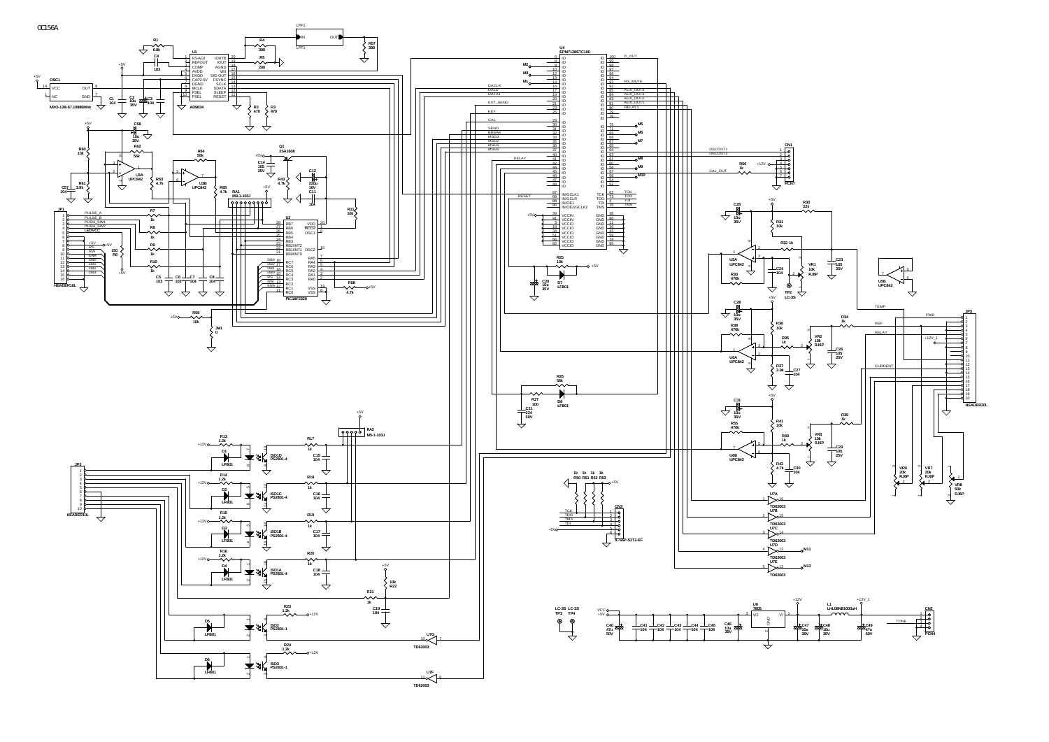OC156A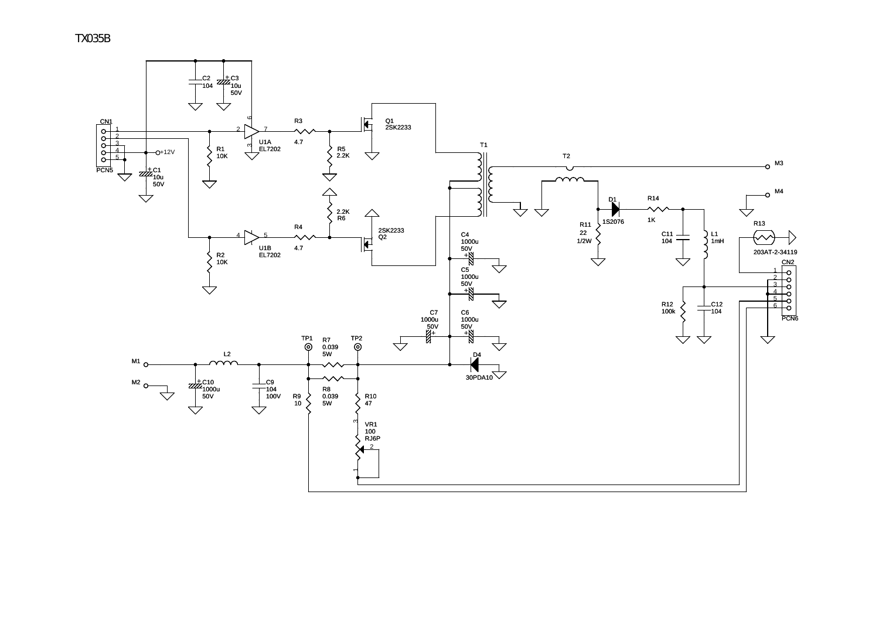TX035B

CN1
1
2
3
4
5
PCN5

C2
104

C3
10u
50V

+12V

C1
10u
50V

R1
10K

R2
10K

U1A
EL7202

U1B
EL7202

R3
4.7

R4
4.7

R5
2.2K

2.2K
R6

Q1
2SK2233

2SK2233
Q2

T1

T2

M3

M4

D1
1S2076

R14
1K

R11
22
1/2W

C11
104

L1
1mH

R13

203AT-2-34119

CN2
1
2
3
4
5
6
PCN6

R12
100k

C12
104

C4
1000u
50V

C5
1000u
50V

C7
1000u
50V

C6
1000u
50V

D4
30PDA10

TP1

TP2

R7
0.039
5W

R8
0.039
5W

M1

M2

L2

C10
1000u
50V

C9
104
100V

R9
10

R10
47

VR1
100
RJ6P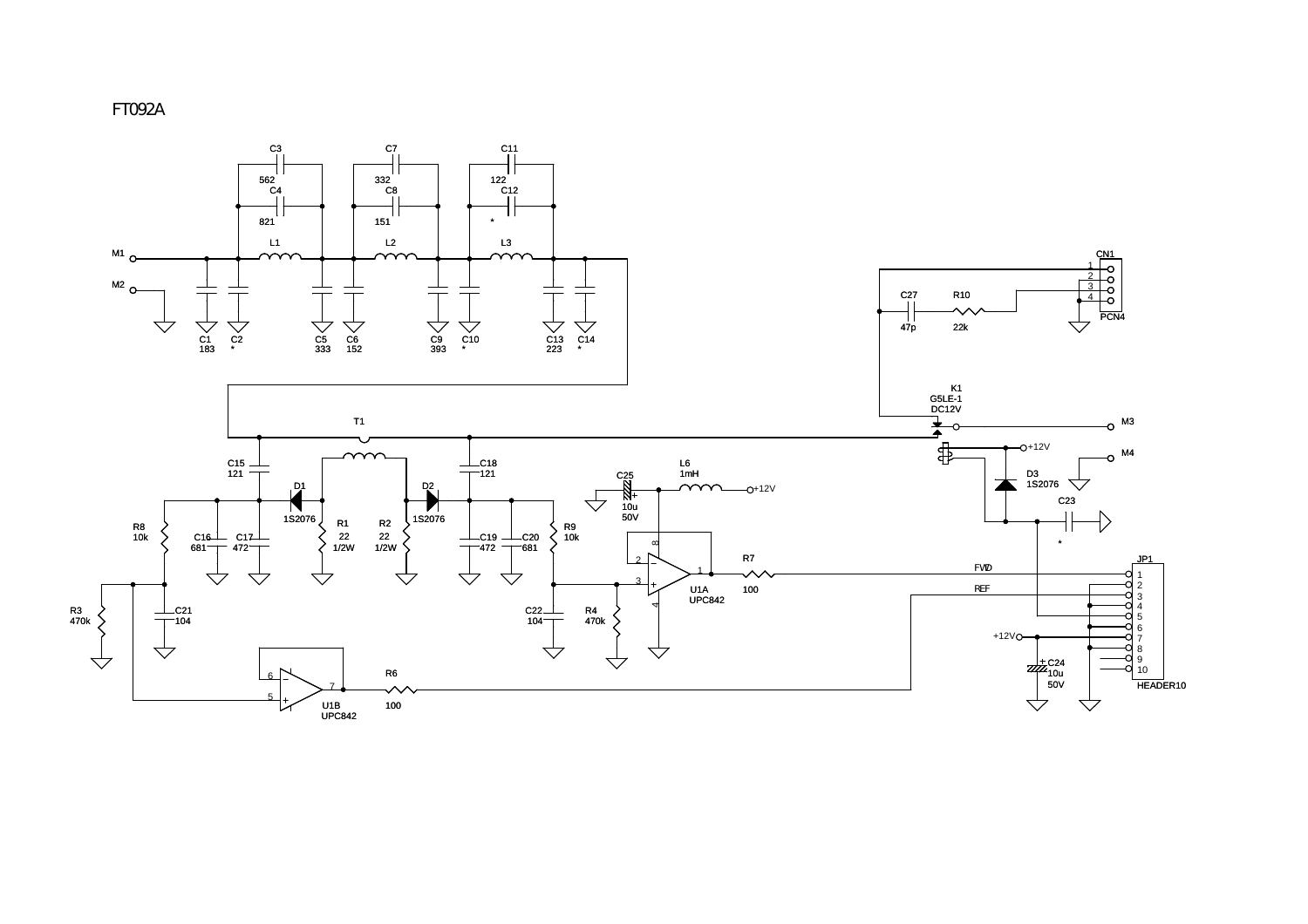# FT092A

C3 562
C4 821
C7 332
C8 151
C11 122
C12 *

L1
L2
L3

M1
M2

C1 183
C2 *
C5 333
C6 152
C9 393
C10 *
C13 223
C14 *

CN1
1
2
3
4
PCN4

C27 47p
R10 22k

K1
G5LE-1
DC12V

M3
+12V
M4

T1

C15 121
C18 121

D1 1S2076
D2 1S2076
D3 1S2076

R8 10k
C16 681
C17 472
R1 22 1/2W
R2 22 1/2W
C19 472
C20 681
R9 10k

C25 10u 50V
L6 1mH
+12V

C23 *

U1A UPC842
R7 100
FWD
REF

JP1
1
2
3
4
5
6
7
8
9
10
HEADER10

R3 470k
C21 104
C22 104
R4 470k

+12V
C24 10u 50V

R6 100
U1B UPC842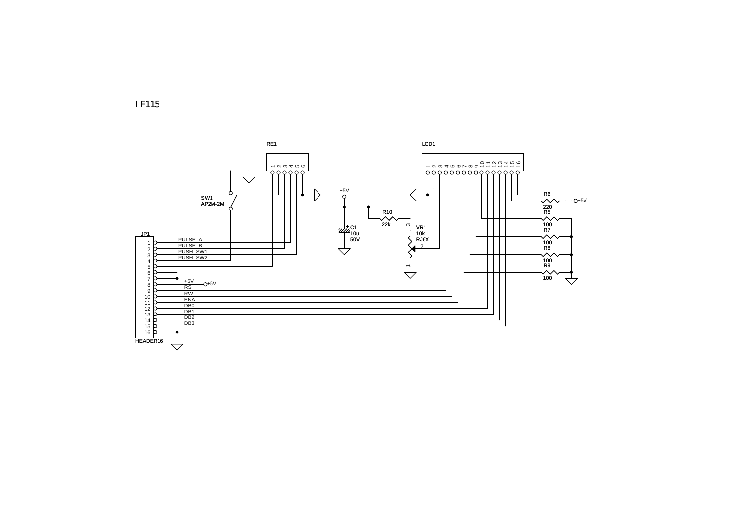I F115

RE1

1 2 3 4 5 6

LCD1

1 2 3 4 5 6 7 8 9 10 11 12 13 14 15 16

SW1
AP2M-2M

+5V

R6
220

+5V

R5
100

R10
22k

C1
10u
50V

VR1
10k
RJ6X

3
2
1

R7
100

R8
100

R9
100

JP1

1
2
3
4
5
6
7
8
9
10
11
12
13
14
15
16

HEADER16

PULSE_A
PULSE_B
PUSH_SW1
PUSH_SW2

+5V
+5V

RS
RW
ENA
DB0
DB1
DB2
DB3